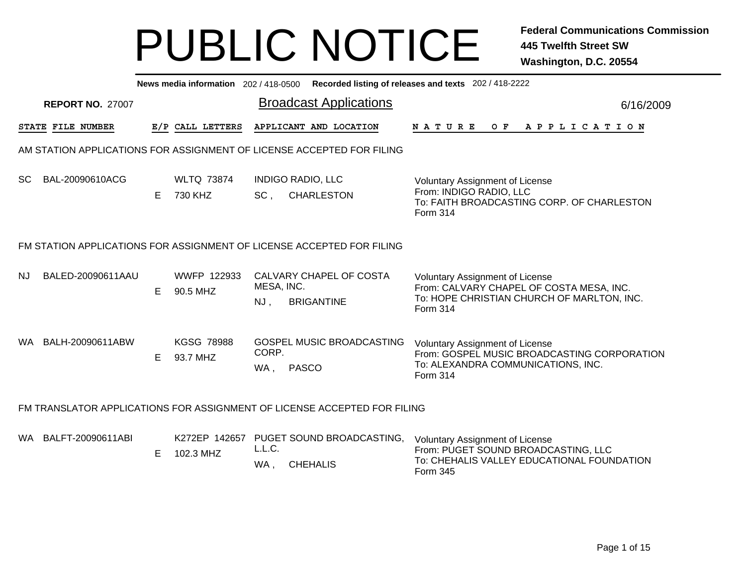# PUBLIC NOTICE

**Federal Communications Commission**
**445 Twelfth Street SW**
**Washington, D.C. 20554**

**News media information** 202 / 418-0500 **Recorded listing of releases and texts** 202 / 418-2222

**REPORT NO.** 27007

## Broadcast Applications

6/16/2009

### AM STATION APPLICATIONS FOR ASSIGNMENT OF LICENSE ACCEPTED FOR FILING

| STATE | FILE NUMBER | E/P | CALL LETTERS | APPLICANT AND LOCATION | NATURE OF APPLICATION |
|---|---|---|---|---|---|
| SC | BAL-20090610ACG | E | WLTQ 73874<br>730 KHZ | INDIGO RADIO, LLC<br>SC , CHARLESTON | Voluntary Assignment of License<br>From: INDIGO RADIO, LLC<br>To: FAITH BROADCASTING CORP. OF CHARLESTON<br>Form 314 |

### FM STATION APPLICATIONS FOR ASSIGNMENT OF LICENSE ACCEPTED FOR FILING

| STATE | FILE NUMBER | E/P | CALL LETTERS | APPLICANT AND LOCATION | NATURE OF APPLICATION |
|---|---|---|---|---|---|
| NJ | BALED-20090611AAU | E | WWFP 122933<br>90.5 MHZ | CALVARY CHAPEL OF COSTA MESA, INC.<br>NJ , BRIGANTINE | Voluntary Assignment of License<br>From: CALVARY CHAPEL OF COSTA MESA, INC.<br>To: HOPE CHRISTIAN CHURCH OF MARLTON, INC.<br>Form 314 |
| WA | BALH-20090611ABW | E | KGSG 78988<br>93.7 MHZ | GOSPEL MUSIC BROADCASTING CORP.<br>WA , PASCO | Voluntary Assignment of License<br>From: GOSPEL MUSIC BROADCASTING CORPORATION<br>To: ALEXANDRA COMMUNICATIONS, INC.<br>Form 314 |

### FM TRANSLATOR APPLICATIONS FOR ASSIGNMENT OF LICENSE ACCEPTED FOR FILING

| STATE | FILE NUMBER | E/P | CALL LETTERS | APPLICANT AND LOCATION | NATURE OF APPLICATION |
|---|---|---|---|---|---|
| WA | BALFT-20090611ABI | E | K272EP 142657<br>102.3 MHZ | PUGET SOUND BROADCASTING, L.L.C.<br>WA , CHEHALIS | Voluntary Assignment of License<br>From: PUGET SOUND BROADCASTING, LLC<br>To: CHEHALIS VALLEY EDUCATIONAL FOUNDATION<br>Form 345 |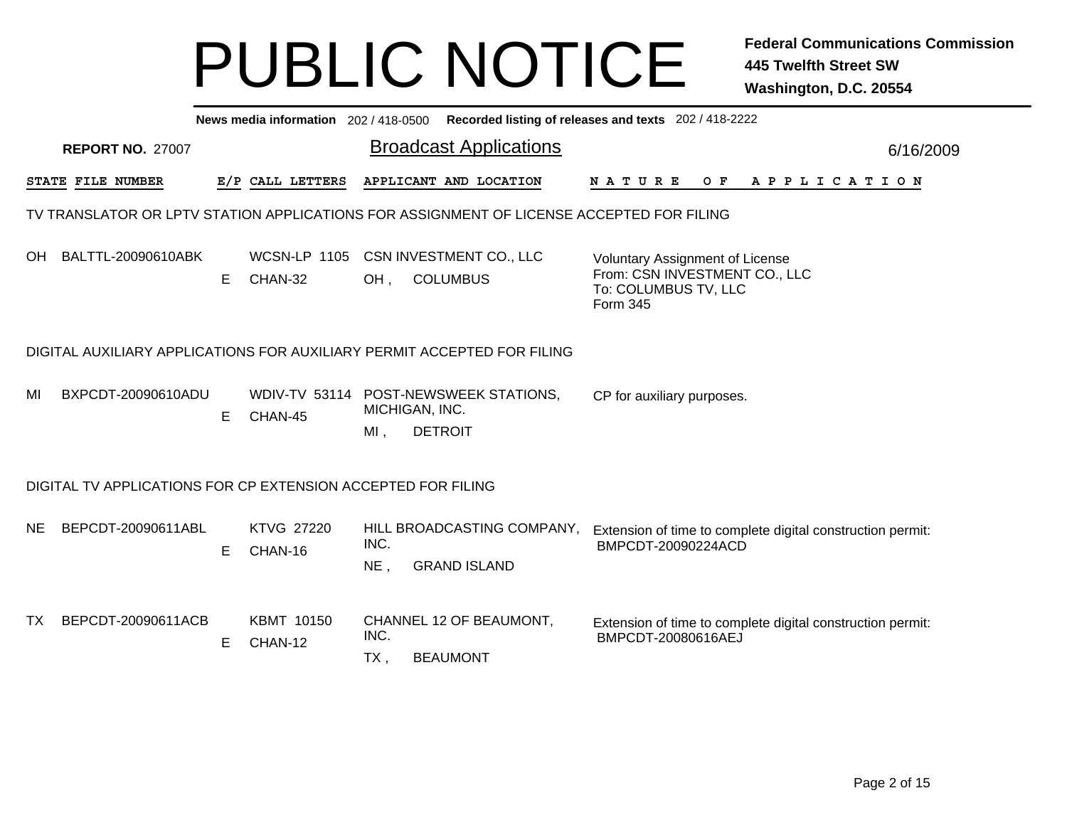# PUBLIC NOTICE

**Federal Communications Commission**
**445 Twelfth Street SW**
**Washington, D.C. 20554**

**News media information** 202 / 418-0500 **Recorded listing of releases and texts** 202 / 418-2222

**REPORT NO.** 27007

## Broadcast Applications

6/16/2009

| STATE | FILE NUMBER | E/P | CALL LETTERS | APPLICANT AND LOCATION | NATURE OF APPLICATION |
|---|---|---|---|---|---|

### TV TRANSLATOR OR LPTV STATION APPLICATIONS FOR ASSIGNMENT OF LICENSE ACCEPTED FOR FILING

| STATE | FILE NUMBER | E/P | CALL LETTERS | APPLICANT AND LOCATION | NATURE OF APPLICATION |
|---|---|---|---|---|---|
| OH | BALTTL-20090610ABK | E | WCSN-LP 1105 CHAN-32 | CSN INVESTMENT CO., LLC OH , COLUMBUS | Voluntary Assignment of License From: CSN INVESTMENT CO., LLC To: COLUMBUS TV, LLC Form 345 |

### DIGITAL AUXILIARY APPLICATIONS FOR AUXILIARY PERMIT ACCEPTED FOR FILING

| STATE | FILE NUMBER | E/P | CALL LETTERS | APPLICANT AND LOCATION | NATURE OF APPLICATION |
|---|---|---|---|---|---|
| MI | BXPCDT-20090610ADU | E | WDIV-TV 53114 CHAN-45 | POST-NEWSWEEK STATIONS, MICHIGAN, INC. MI , DETROIT | CP for auxiliary purposes. |

### DIGITAL TV APPLICATIONS FOR CP EXTENSION ACCEPTED FOR FILING

| STATE | FILE NUMBER | E/P | CALL LETTERS | APPLICANT AND LOCATION | NATURE OF APPLICATION |
|---|---|---|---|---|---|
| NE | BEPCDT-20090611ABL | E | KTVG 27220 CHAN-16 | HILL BROADCASTING COMPANY, INC. NE , GRAND ISLAND | Extension of time to complete digital construction permit: BMPCDT-20090224ACD |
| TX | BEPCDT-20090611ACB | E | KBMT 10150 CHAN-12 | CHANNEL 12 OF BEAUMONT, INC. TX , BEAUMONT | Extension of time to complete digital construction permit: BMPCDT-20080616AEJ |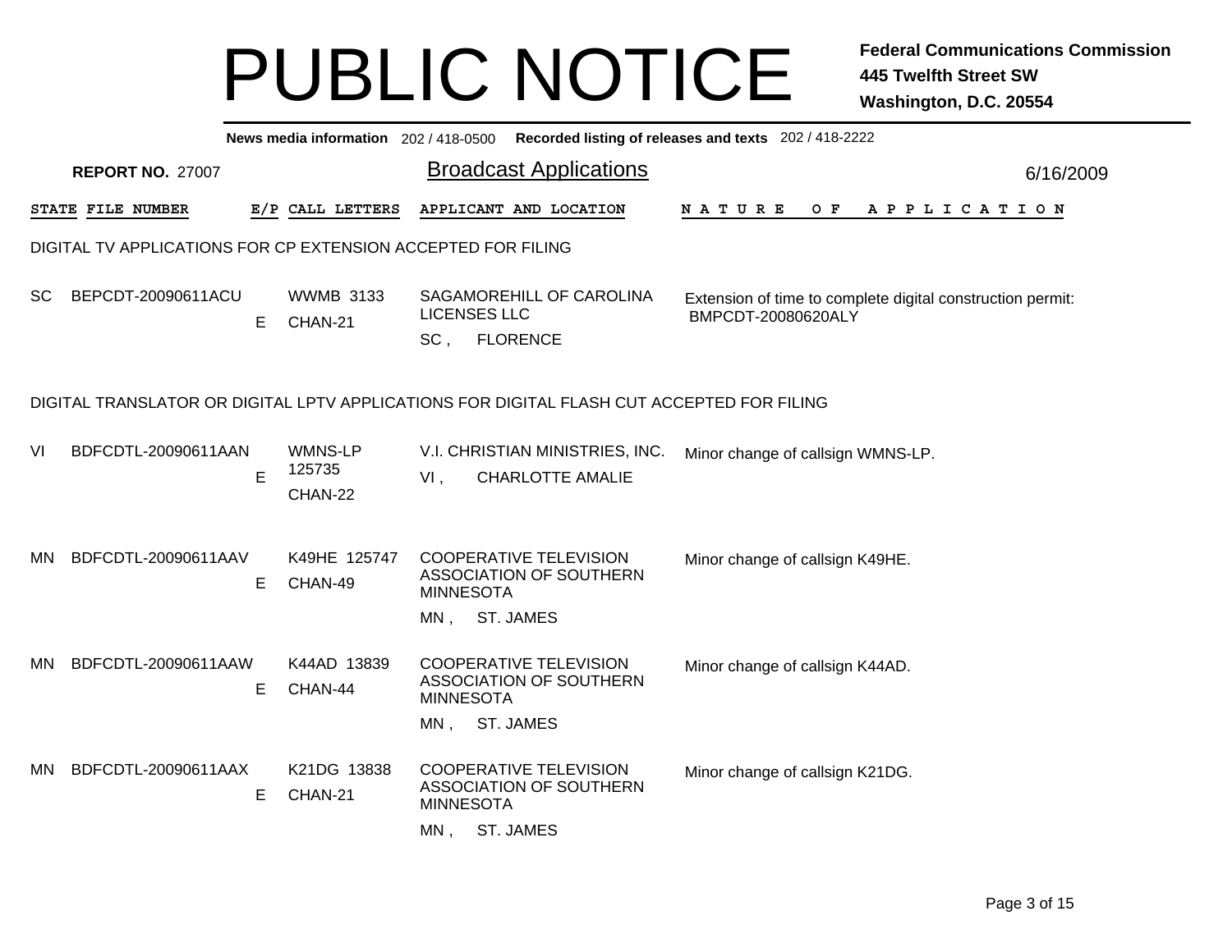# PUBLIC NOTICE

**Federal Communications Commission**
**445 Twelfth Street SW**
**Washington, D.C. 20554**

**News media information** 202 / 418-0500 **Recorded listing of releases and texts** 202 / 418-2222

**REPORT NO.** 27007

## Broadcast Applications

6/16/2009

| STATE | FILE NUMBER | E/P | CALL LETTERS | APPLICANT AND LOCATION | NATURE OF APPLICATION |
|---|---|---|---|---|---|
| **DIGITAL TV APPLICATIONS FOR CP EXTENSION ACCEPTED FOR FILING** | | | | | |
| SC | BEPCDT-20090611ACU | E | WWMB 3133 CHAN-21 | SAGAMOREHILL OF CAROLINA LICENSES LLC SC , FLORENCE | Extension of time to complete digital construction permit: BMPCDT-20080620ALY |
| **DIGITAL TRANSLATOR OR DIGITAL LPTV APPLICATIONS FOR DIGITAL FLASH CUT ACCEPTED FOR FILING** | | | | | |
| VI | BDFCDTL-20090611AAN | E | WMNS-LP 125735 CHAN-22 | V.I. CHRISTIAN MINISTRIES, INC. VI , CHARLOTTE AMALIE | Minor change of callsign WMNS-LP. |
| MN | BDFCDTL-20090611AAV | E | K49HE 125747 CHAN-49 | COOPERATIVE TELEVISION ASSOCIATION OF SOUTHERN MINNESOTA MN , ST. JAMES | Minor change of callsign K49HE. |
| MN | BDFCDTL-20090611AAW | E | K44AD 13839 CHAN-44 | COOPERATIVE TELEVISION ASSOCIATION OF SOUTHERN MINNESOTA MN , ST. JAMES | Minor change of callsign K44AD. |
| MN | BDFCDTL-20090611AAX | E | K21DG 13838 CHAN-21 | COOPERATIVE TELEVISION ASSOCIATION OF SOUTHERN MINNESOTA MN , ST. JAMES | Minor change of callsign K21DG. |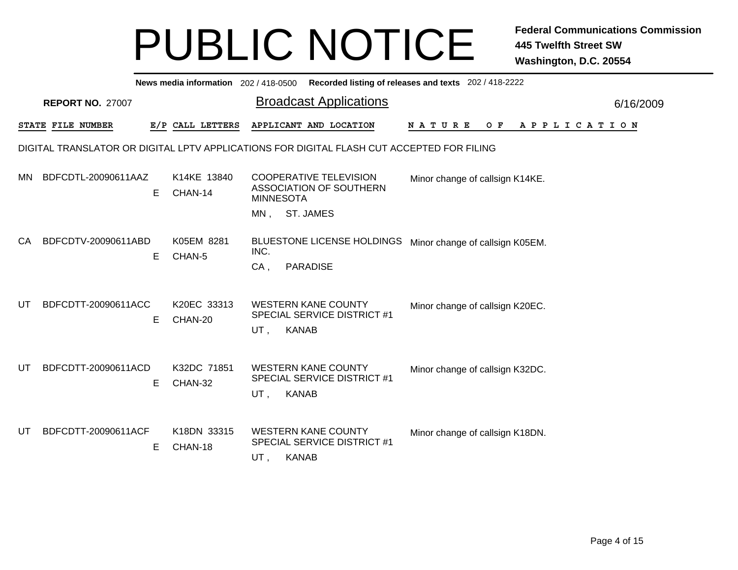# PUBLIC NOTICE

**Federal Communications Commission**
**445 Twelfth Street SW**
**Washington, D.C. 20554**

**News media information** 202 / 418-0500 **Recorded listing of releases and texts** 202 / 418-2222

**REPORT NO.** 27007

## Broadcast Applications

6/16/2009

| STATE | FILE NUMBER | E/P | CALL LETTERS | APPLICANT AND LOCATION | NATURE OF APPLICATION |
|---|---|---|---|---|---|
| | | | | | |

DIGITAL TRANSLATOR OR DIGITAL LPTV APPLICATIONS FOR DIGITAL FLASH CUT ACCEPTED FOR FILING

| STATE | FILE NUMBER | E/P | CALL LETTERS | APPLICANT AND LOCATION | NATURE OF APPLICATION |
|---|---|---|---|---|---|
| MN | BDFCDTL-20090611AAZ | E | K14KE 13840 CHAN-14 | COOPERATIVE TELEVISION ASSOCIATION OF SOUTHERN MINNESOTA MN , ST. JAMES | Minor change of callsign K14KE. |
| CA | BDFCDTV-20090611ABD | E | K05EM 8281 CHAN-5 | BLUESTONE LICENSE HOLDINGS INC. CA , PARADISE | Minor change of callsign K05EM. |
| UT | BDFCDTT-20090611ACC | E | K20EC 33313 CHAN-20 | WESTERN KANE COUNTY SPECIAL SERVICE DISTRICT #1 UT , KANAB | Minor change of callsign K20EC. |
| UT | BDFCDTT-20090611ACD | E | K32DC 71851 CHAN-32 | WESTERN KANE COUNTY SPECIAL SERVICE DISTRICT #1 UT , KANAB | Minor change of callsign K32DC. |
| UT | BDFCDTT-20090611ACF | E | K18DN 33315 CHAN-18 | WESTERN KANE COUNTY SPECIAL SERVICE DISTRICT #1 UT , KANAB | Minor change of callsign K18DN. |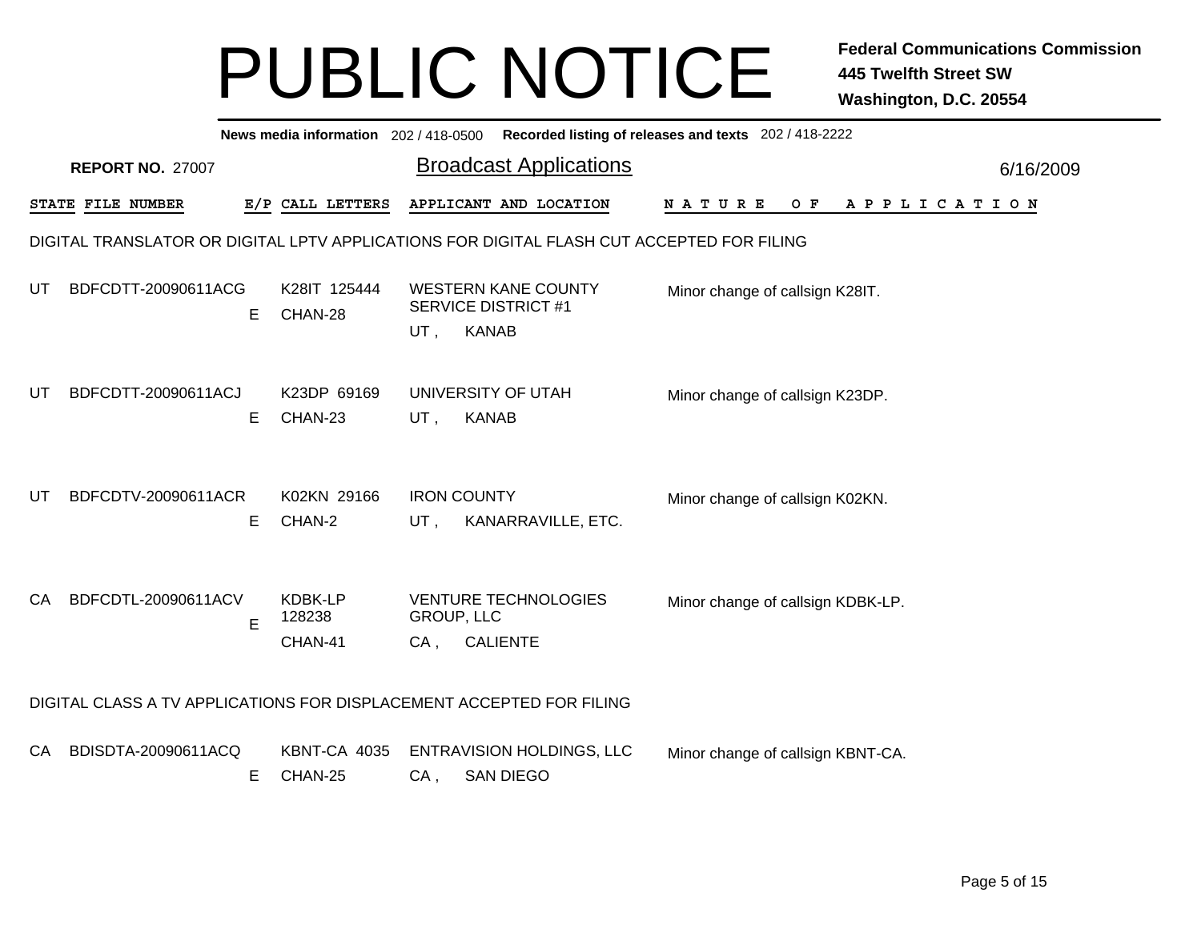# PUBLIC NOTICE

**Federal Communications Commission**
**445 Twelfth Street SW**
**Washington, D.C. 20554**

**News media information** 202 / 418-0500 **Recorded listing of releases and texts** 202 / 418-2222

**REPORT NO.** 27007

## Broadcast Applications

6/16/2009

### DIGITAL TRANSLATOR OR DIGITAL LPTV APPLICATIONS FOR DIGITAL FLASH CUT ACCEPTED FOR FILING

| STATE | FILE NUMBER | E/P | CALL LETTERS | APPLICANT AND LOCATION | NATURE OF APPLICATION |
|---|---|---|---|---|---|
| UT | BDFCDTT-20090611ACG | E | K28IT 125444 CHAN-28 | WESTERN KANE COUNTY SERVICE DISTRICT #1 UT , KANAB | Minor change of callsign K28IT. |
| UT | BDFCDTT-20090611ACJ | E | K23DP 69169 CHAN-23 | UNIVERSITY OF UTAH UT , KANAB | Minor change of callsign K23DP. |
| UT | BDFCDTV-20090611ACR | E | K02KN 29166 CHAN-2 | IRON COUNTY UT , KANARRAVILLE, ETC. | Minor change of callsign K02KN. |
| CA | BDFCDTL-20090611ACV | E | KDBK-LP 128238 CHAN-41 | VENTURE TECHNOLOGIES GROUP, LLC CA , CALIENTE | Minor change of callsign KDBK-LP. |

### DIGITAL CLASS A TV APPLICATIONS FOR DISPLACEMENT ACCEPTED FOR FILING

| STATE | FILE NUMBER | E/P | CALL LETTERS | APPLICANT AND LOCATION | NATURE OF APPLICATION |
|---|---|---|---|---|---|
| CA | BDISDTA-20090611ACQ | E | KBNT-CA 4035 CHAN-25 | ENTRAVISION HOLDINGS, LLC CA , SAN DIEGO | Minor change of callsign KBNT-CA. |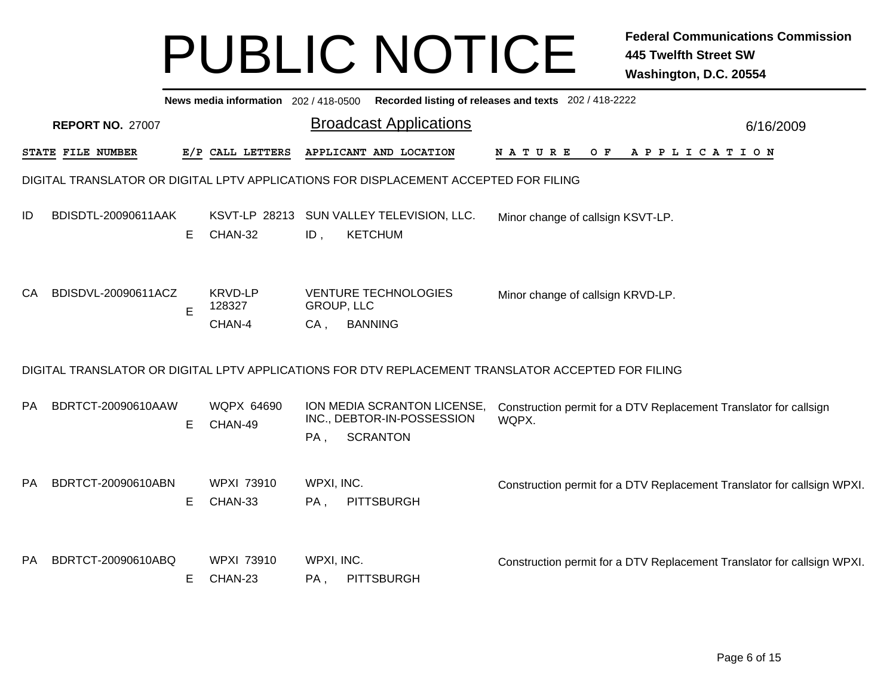# PUBLIC NOTICE

**Federal Communications Commission**
**445 Twelfth Street SW**
**Washington, D.C. 20554**

**News media information** 202 / 418-0500 **Recorded listing of releases and texts** 202 / 418-2222

**REPORT NO.** 27007

## Broadcast Applications

6/16/2009

### DIGITAL TRANSLATOR OR DIGITAL LPTV APPLICATIONS FOR DISPLACEMENT ACCEPTED FOR FILING

| STATE | FILE NUMBER | E/P | CALL LETTERS | APPLICANT AND LOCATION | NATURE OF APPLICATION |
|---|---|---|---|---|---|
| ID | BDISDTL-20090611AAK | E | KSVT-LP 28213 CHAN-32 | SUN VALLEY TELEVISION, LLC. ID , KETCHUM | Minor change of callsign KSVT-LP. |
| CA | BDISDVL-20090611ACZ | E | KRVD-LP 128327 CHAN-4 | VENTURE TECHNOLOGIES GROUP, LLC CA , BANNING | Minor change of callsign KRVD-LP. |

### DIGITAL TRANSLATOR OR DIGITAL LPTV APPLICATIONS FOR DTV REPLACEMENT TRANSLATOR ACCEPTED FOR FILING

| STATE | FILE NUMBER | E/P | CALL LETTERS | APPLICANT AND LOCATION | NATURE OF APPLICATION |
|---|---|---|---|---|---|
| PA | BDRTCT-20090610AAW | E | WQPX 64690 CHAN-49 | ION MEDIA SCRANTON LICENSE, INC., DEBTOR-IN-POSSESSION PA , SCRANTON | Construction permit for a DTV Replacement Translator for callsign WQPX. |
| PA | BDRTCT-20090610ABN | E | WPXI 73910 CHAN-33 | WPXI, INC. PA , PITTSBURGH | Construction permit for a DTV Replacement Translator for callsign WPXI. |
| PA | BDRTCT-20090610ABQ | E | WPXI 73910 CHAN-23 | WPXI, INC. PA , PITTSBURGH | Construction permit for a DTV Replacement Translator for callsign WPXI. |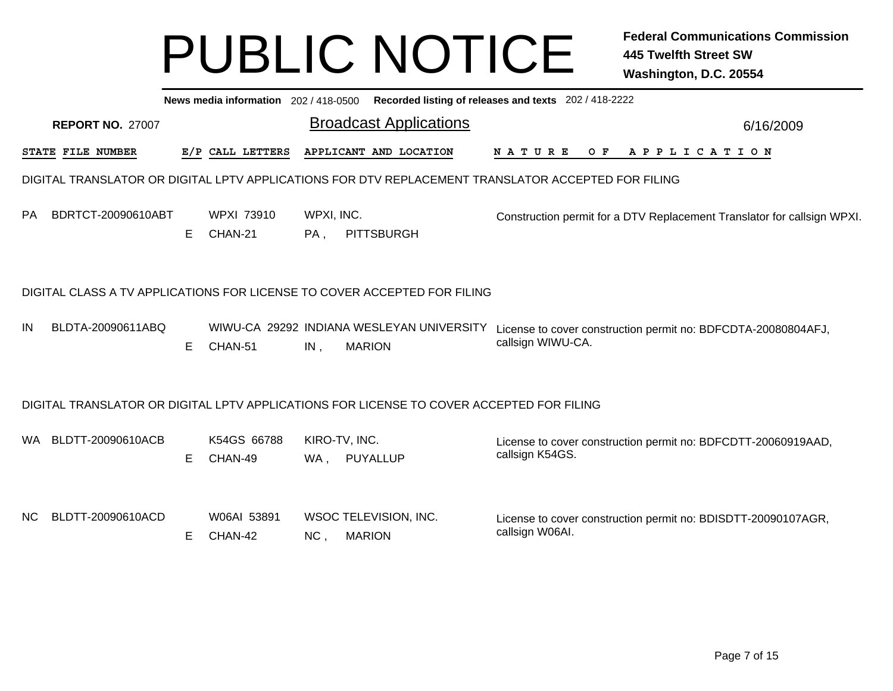# PUBLIC NOTICE

**Federal Communications Commission**
**445 Twelfth Street SW**
**Washington, D.C. 20554**

**News media information** 202 / 418-0500 **Recorded listing of releases and texts** 202 / 418-2222

**REPORT NO.** 27007

## Broadcast Applications

6/16/2009

### DIGITAL TRANSLATOR OR DIGITAL LPTV APPLICATIONS FOR DTV REPLACEMENT TRANSLATOR ACCEPTED FOR FILING

| STATE | FILE NUMBER | E/P | CALL LETTERS | APPLICANT AND LOCATION | NATURE OF APPLICATION |
|---|---|---|---|---|---|
| PA | BDRTCT-20090610ABT | E | WPXI 73910<br>CHAN-21 | WPXI, INC.<br>PA , PITTSBURGH | Construction permit for a DTV Replacement Translator for callsign WPXI. |

### DIGITAL CLASS A TV APPLICATIONS FOR LICENSE TO COVER ACCEPTED FOR FILING

| STATE | FILE NUMBER | E/P | CALL LETTERS | APPLICANT AND LOCATION | NATURE OF APPLICATION |
|---|---|---|---|---|---|
| IN | BLDTA-20090611ABQ | E | WIWU-CA 29292<br>CHAN-51 | INDIANA WESLEYAN UNIVERSITY<br>IN , MARION | License to cover construction permit no: BDFCDTA-20080804AFJ, callsign WIWU-CA. |

### DIGITAL TRANSLATOR OR DIGITAL LPTV APPLICATIONS FOR LICENSE TO COVER ACCEPTED FOR FILING

| STATE | FILE NUMBER | E/P | CALL LETTERS | APPLICANT AND LOCATION | NATURE OF APPLICATION |
|---|---|---|---|---|---|
| WA | BLDTT-20090610ACB | E | K54GS 66788<br>CHAN-49 | KIRO-TV, INC.<br>WA , PUYALLUP | License to cover construction permit no: BDFCDTT-20060919AAD, callsign K54GS. |
| NC | BLDTT-20090610ACD | E | W06AI 53891<br>CHAN-42 | WSOC TELEVISION, INC.<br>NC , MARION | License to cover construction permit no: BDISDTT-20090107AGR, callsign W06AI. |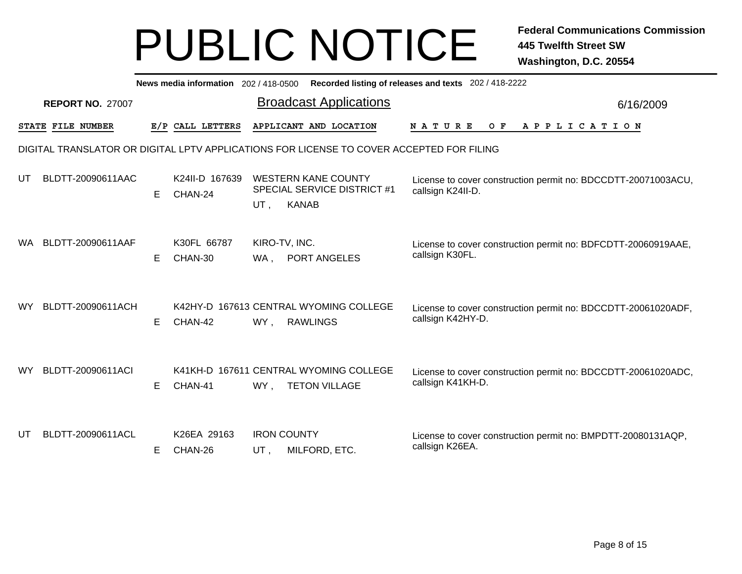# PUBLIC NOTICE

**Federal Communications Commission**
**445 Twelfth Street SW**
**Washington, D.C. 20554**

**News media information** 202 / 418-0500 **Recorded listing of releases and texts** 202 / 418-2222

**REPORT NO.** 27007

## Broadcast Applications

6/16/2009

DIGITAL TRANSLATOR OR DIGITAL LPTV APPLICATIONS FOR LICENSE TO COVER ACCEPTED FOR FILING

| STATE | FILE NUMBER | E/P | CALL LETTERS | APPLICANT AND LOCATION | NATURE OF APPLICATION |
|---|---|---|---|---|---|
| UT | BLDTT-20090611AAC | E | K24II-D 167639 CHAN-24 | WESTERN KANE COUNTY SPECIAL SERVICE DISTRICT #1 UT , KANAB | License to cover construction permit no: BDCCDTT-20071003ACU, callsign K24II-D. |
| WA | BLDTT-20090611AAF | E | K30FL 66787 CHAN-30 | KIRO-TV, INC. WA , PORT ANGELES | License to cover construction permit no: BDFCDTT-20060919AAE, callsign K30FL. |
| WY | BLDTT-20090611ACH | E | K42HY-D 167613 CHAN-42 | CENTRAL WYOMING COLLEGE WY , RAWLINGS | License to cover construction permit no: BDCCDTT-20061020ADF, callsign K42HY-D. |
| WY | BLDTT-20090611ACI | E | K41KH-D 167611 CHAN-41 | CENTRAL WYOMING COLLEGE WY , TETON VILLAGE | License to cover construction permit no: BDCCDTT-20061020ADC, callsign K41KH-D. |
| UT | BLDTT-20090611ACL | E | K26EA 29163 CHAN-26 | IRON COUNTY UT , MILFORD, ETC. | License to cover construction permit no: BMPDTT-20080131AQP, callsign K26EA. |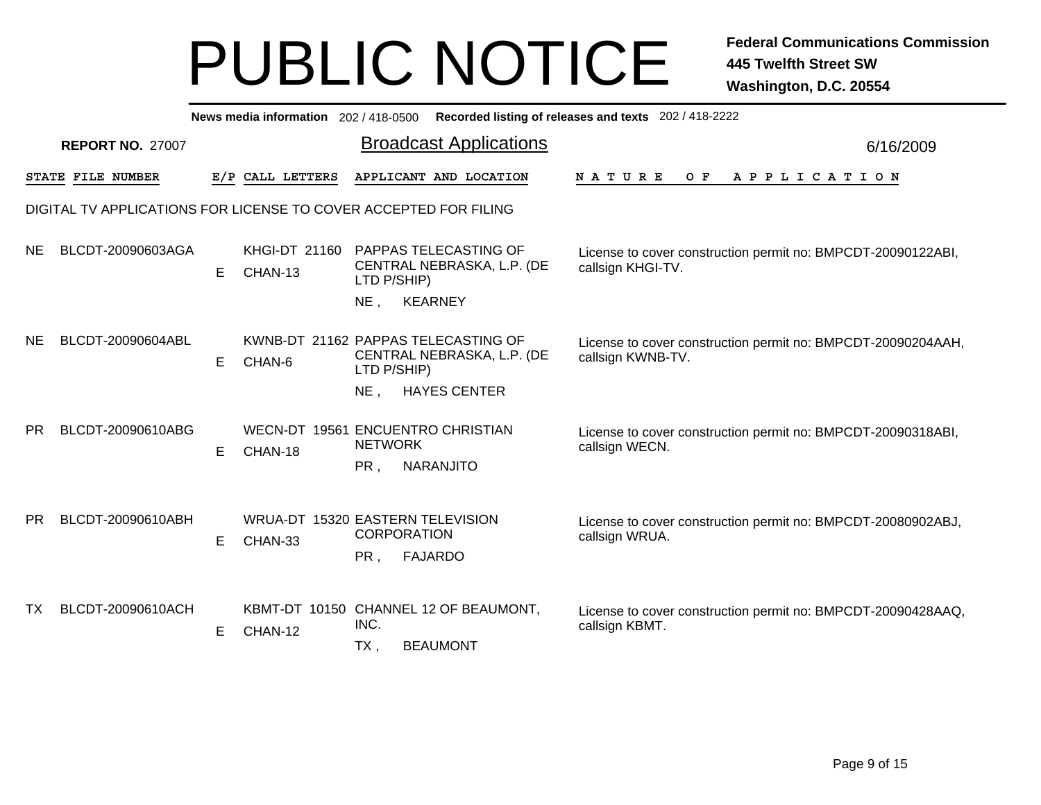# PUBLIC NOTICE

**Federal Communications Commission**
**445 Twelfth Street SW**
**Washington, D.C. 20554**

**News media information** 202 / 418-0500 **Recorded listing of releases and texts** 202 / 418-2222

**REPORT NO.** 27007

## Broadcast Applications

6/16/2009

### DIGITAL TV APPLICATIONS FOR LICENSE TO COVER ACCEPTED FOR FILING

| STATE | FILE NUMBER | E/P | CALL LETTERS | APPLICANT AND LOCATION | NATURE OF APPLICATION |
|---|---|---|---|---|---|
| NE | BLCDT-20090603AGA | E | KHGI-DT 21160 CHAN-13 | PAPPAS TELECASTING OF CENTRAL NEBRASKA, L.P. (DE LTD P/SHIP) NE , KEARNEY | License to cover construction permit no: BMPCDT-20090122ABI, callsign KHGI-TV. |
| NE | BLCDT-20090604ABL | E | KWNB-DT 21162 CHAN-6 | PAPPAS TELECASTING OF CENTRAL NEBRASKA, L.P. (DE LTD P/SHIP) NE , HAYES CENTER | License to cover construction permit no: BMPCDT-20090204AAH, callsign KWNB-TV. |
| PR | BLCDT-20090610ABG | E | WECN-DT 19561 CHAN-18 | ENCUENTRO CHRISTIAN NETWORK PR , NARANJITO | License to cover construction permit no: BMPCDT-20090318ABI, callsign WECN. |
| PR | BLCDT-20090610ABH | E | WRUA-DT 15320 CHAN-33 | EASTERN TELEVISION CORPORATION PR , FAJARDO | License to cover construction permit no: BMPCDT-20080902ABJ, callsign WRUA. |
| TX | BLCDT-20090610ACH | E | KBMT-DT 10150 CHAN-12 | CHANNEL 12 OF BEAUMONT, INC. TX , BEAUMONT | License to cover construction permit no: BMPCDT-20090428AAQ, callsign KBMT. |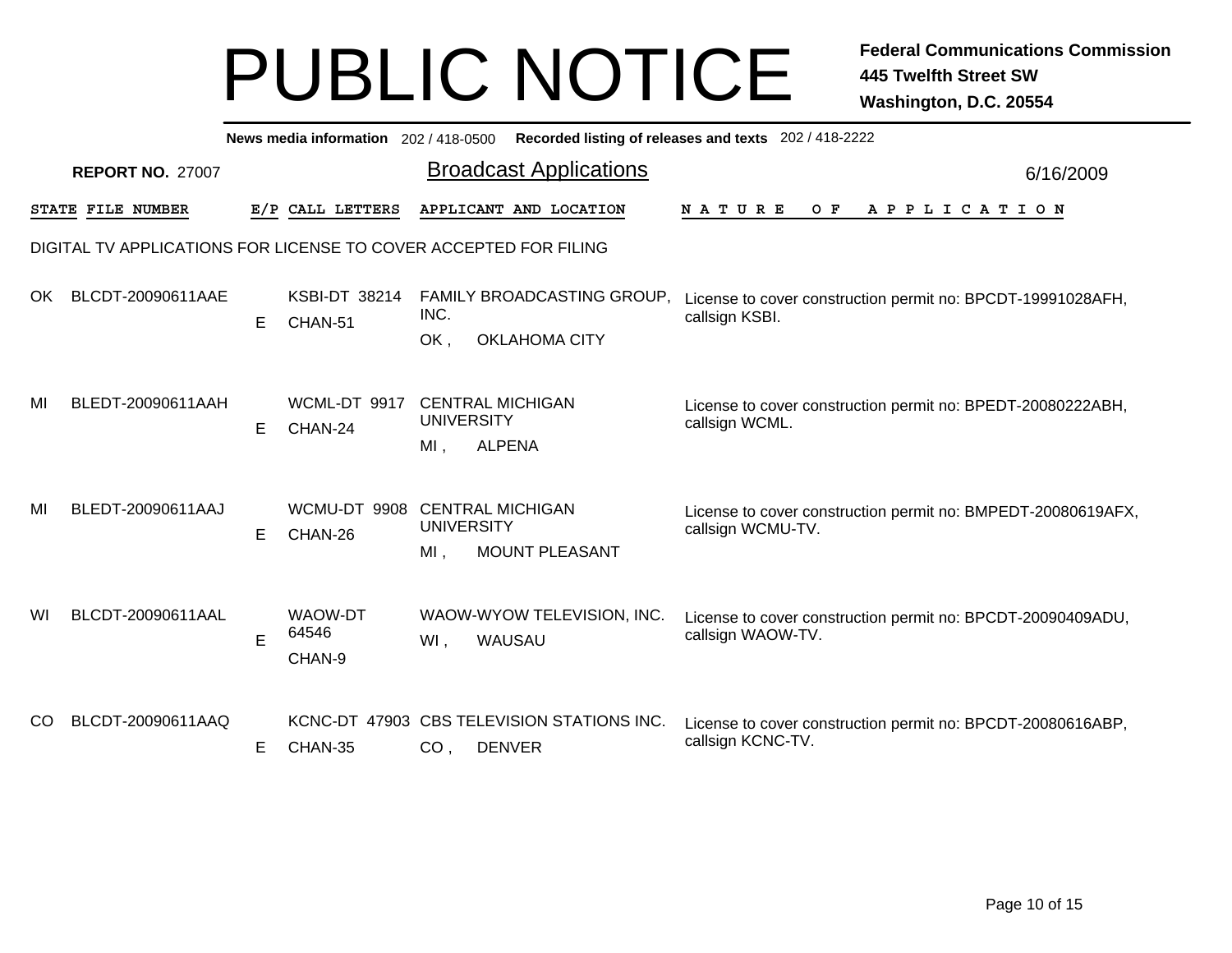# PUBLIC NOTICE

**Federal Communications Commission**
**445 Twelfth Street SW**
**Washington, D.C. 20554**

**News media information** 202 / 418-0500 **Recorded listing of releases and texts** 202 / 418-2222

**REPORT NO.** 27007

## Broadcast Applications

6/16/2009

DIGITAL TV APPLICATIONS FOR LICENSE TO COVER ACCEPTED FOR FILING

| STATE | FILE NUMBER | E/P | CALL LETTERS | APPLICANT AND LOCATION | NATURE OF APPLICATION |
|---|---|---|---|---|---|
| OK | BLCDT-20090611AAE | E | KSBI-DT 38214 CHAN-51 | FAMILY BROADCASTING GROUP, INC. OK , OKLAHOMA CITY | License to cover construction permit no: BPCDT-19991028AFH, callsign KSBI. |
| MI | BLEDT-20090611AAH | E | WCML-DT 9917 CHAN-24 | CENTRAL MICHIGAN UNIVERSITY MI , ALPENA | License to cover construction permit no: BPEDT-20080222ABH, callsign WCML. |
| MI | BLEDT-20090611AAJ | E | WCMU-DT 9908 CHAN-26 | CENTRAL MICHIGAN UNIVERSITY MI , MOUNT PLEASANT | License to cover construction permit no: BMPEDT-20080619AFX, callsign WCMU-TV. |
| WI | BLCDT-20090611AAL | E | WAOW-DT 64546 CHAN-9 | WAOW-WYOW TELEVISION, INC. WI , WAUSAU | License to cover construction permit no: BPCDT-20090409ADU, callsign WAOW-TV. |
| CO | BLCDT-20090611AAQ | E | KCNC-DT 47903 CHAN-35 | CBS TELEVISION STATIONS INC. CO , DENVER | License to cover construction permit no: BPCDT-20080616ABP, callsign KCNC-TV. |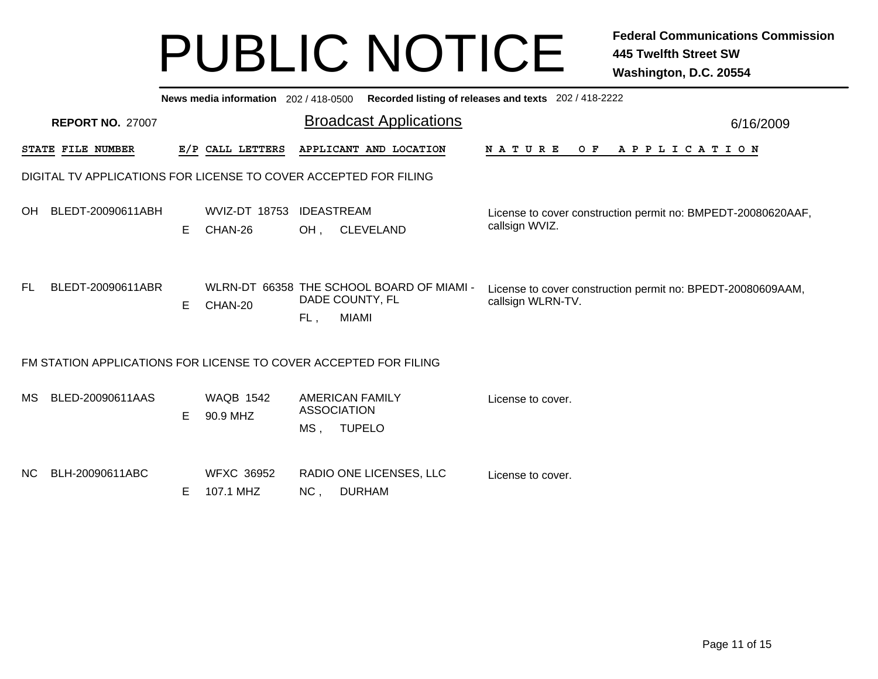# PUBLIC NOTICE

**Federal Communications Commission**
**445 Twelfth Street SW**
**Washington, D.C. 20554**

**News media information** 202 / 418-0500 **Recorded listing of releases and texts** 202 / 418-2222

**REPORT NO.** 27007

## Broadcast Applications

6/16/2009

### DIGITAL TV APPLICATIONS FOR LICENSE TO COVER ACCEPTED FOR FILING

| STATE | FILE NUMBER | E/P | CALL LETTERS | APPLICANT AND LOCATION | NATURE OF APPLICATION |
|---|---|---|---|---|---|
| OH | BLEDT-20090611ABH | E | WVIZ-DT 18753 CHAN-26 | IDEASTREAM OH , CLEVELAND | License to cover construction permit no: BMPEDT-20080620AAF, callsign WVIZ. |
| FL | BLEDT-20090611ABR | E | WLRN-DT 66358 CHAN-20 | THE SCHOOL BOARD OF MIAMI - DADE COUNTY, FL FL , MIAMI | License to cover construction permit no: BPEDT-20080609AAM, callsign WLRN-TV. |

### FM STATION APPLICATIONS FOR LICENSE TO COVER ACCEPTED FOR FILING

| STATE | FILE NUMBER | E/P | CALL LETTERS | APPLICANT AND LOCATION | NATURE OF APPLICATION |
|---|---|---|---|---|---|
| MS | BLED-20090611AAS | E | WAQB 1542 90.9 MHZ | AMERICAN FAMILY ASSOCIATION MS , TUPELO | License to cover. |
| NC | BLH-20090611ABC | E | WFXC 36952 107.1 MHZ | RADIO ONE LICENSES, LLC NC , DURHAM | License to cover. |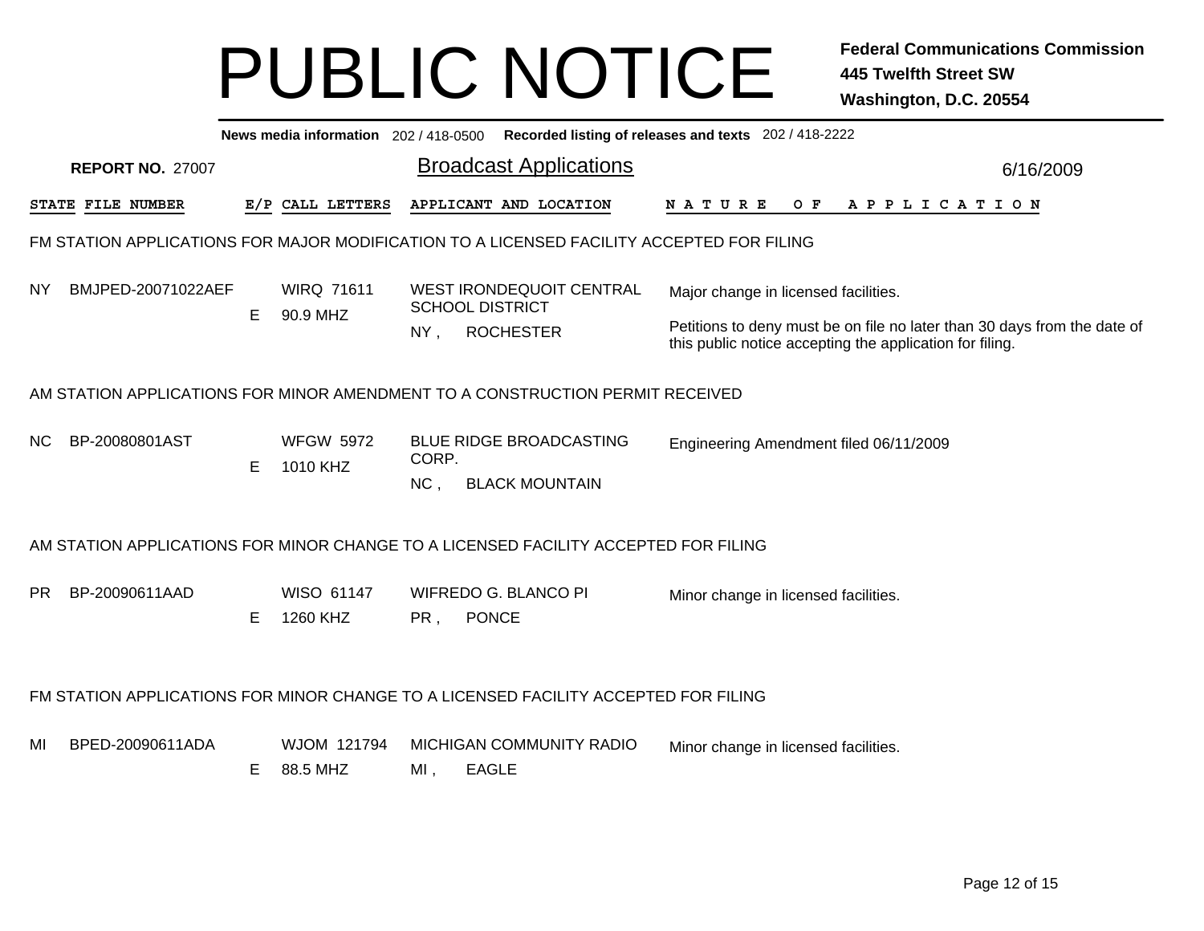# PUBLIC NOTICE

**Federal Communications Commission**
**445 Twelfth Street SW**
**Washington, D.C. 20554**

**News media information** 202 / 418-0500 **Recorded listing of releases and texts** 202 / 418-2222

**REPORT NO.** 27007

## Broadcast Applications

6/16/2009

| STATE | FILE NUMBER | E/P | CALL LETTERS | APPLICANT AND LOCATION | NATURE OF APPLICATION |
|---|---|---|---|---|---|

### FM STATION APPLICATIONS FOR MAJOR MODIFICATION TO A LICENSED FACILITY ACCEPTED FOR FILING

| STATE | FILE NUMBER | E/P | CALL LETTERS | APPLICANT AND LOCATION | NATURE OF APPLICATION |
|---|---|---|---|---|---|
| NY | BMJPED-20071022AEF | E | WIRQ 71611<br>90.9 MHZ | WEST IRONDEQUOIT CENTRAL SCHOOL DISTRICT<br>NY , ROCHESTER | Major change in licensed facilities.<br><br>Petitions to deny must be on file no later than 30 days from the date of this public notice accepting the application for filing. |

### AM STATION APPLICATIONS FOR MINOR AMENDMENT TO A CONSTRUCTION PERMIT RECEIVED

| STATE | FILE NUMBER | E/P | CALL LETTERS | APPLICANT AND LOCATION | NATURE OF APPLICATION |
|---|---|---|---|---|---|
| NC | BP-20080801AST | E | WFGW 5972<br>1010 KHZ | BLUE RIDGE BROADCASTING CORP.<br>NC , BLACK MOUNTAIN | Engineering Amendment filed 06/11/2009 |

### AM STATION APPLICATIONS FOR MINOR CHANGE TO A LICENSED FACILITY ACCEPTED FOR FILING

| STATE | FILE NUMBER | E/P | CALL LETTERS | APPLICANT AND LOCATION | NATURE OF APPLICATION |
|---|---|---|---|---|---|
| PR | BP-20090611AAD | E | WISO 61147<br>1260 KHZ | WIFREDO G. BLANCO PI<br>PR , PONCE | Minor change in licensed facilities. |

### FM STATION APPLICATIONS FOR MINOR CHANGE TO A LICENSED FACILITY ACCEPTED FOR FILING

| STATE | FILE NUMBER | E/P | CALL LETTERS | APPLICANT AND LOCATION | NATURE OF APPLICATION |
|---|---|---|---|---|---|
| MI | BPED-20090611ADA | E | WJOM 121794<br>88.5 MHZ | MICHIGAN COMMUNITY RADIO<br>MI , EAGLE | Minor change in licensed facilities. |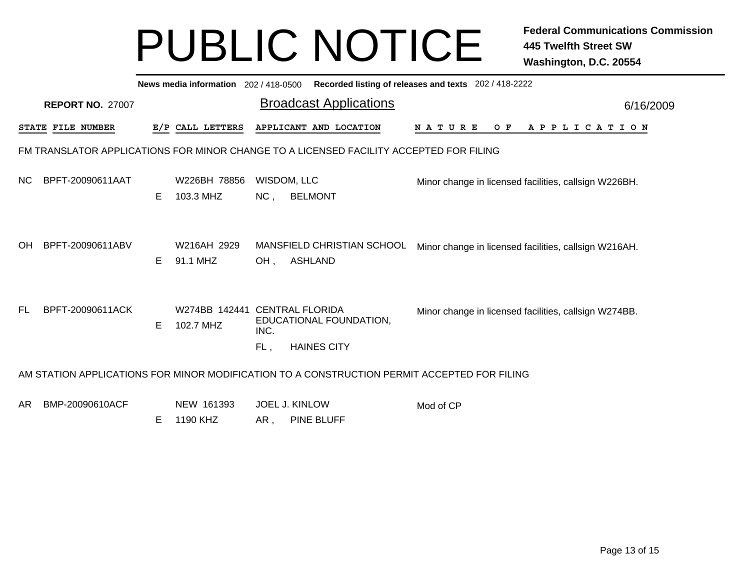# PUBLIC NOTICE

**Federal Communications Commission**
**445 Twelfth Street SW**
**Washington, D.C. 20554**

**News media information** 202 / 418-0500 **Recorded listing of releases and texts** 202 / 418-2222

**REPORT NO.** 27007

## Broadcast Applications

6/16/2009

### FM TRANSLATOR APPLICATIONS FOR MINOR CHANGE TO A LICENSED FACILITY ACCEPTED FOR FILING

| STATE | FILE NUMBER | E/P | CALL LETTERS | APPLICANT AND LOCATION | NATURE OF APPLICATION |
|---|---|---|---|---|---|
| NC | BPFT-20090611AAT | E | W226BH 78856<br>103.3 MHZ | WISDOM, LLC<br>NC , BELMONT | Minor change in licensed facilities, callsign W226BH. |
| OH | BPFT-20090611ABV | E | W216AH 2929<br>91.1 MHZ | MANSFIELD CHRISTIAN SCHOOL<br>OH , ASHLAND | Minor change in licensed facilities, callsign W216AH. |
| FL | BPFT-20090611ACK | E | W274BB 142441<br>102.7 MHZ | CENTRAL FLORIDA EDUCATIONAL FOUNDATION, INC.<br>FL , HAINES CITY | Minor change in licensed facilities, callsign W274BB. |

### AM STATION APPLICATIONS FOR MINOR MODIFICATION TO A CONSTRUCTION PERMIT ACCEPTED FOR FILING

| STATE | FILE NUMBER | E/P | CALL LETTERS | APPLICANT AND LOCATION | NATURE OF APPLICATION |
|---|---|---|---|---|---|
| AR | BMP-20090610ACF | E | NEW 161393<br>1190 KHZ | JOEL J. KINLOW<br>AR , PINE BLUFF | Mod of CP |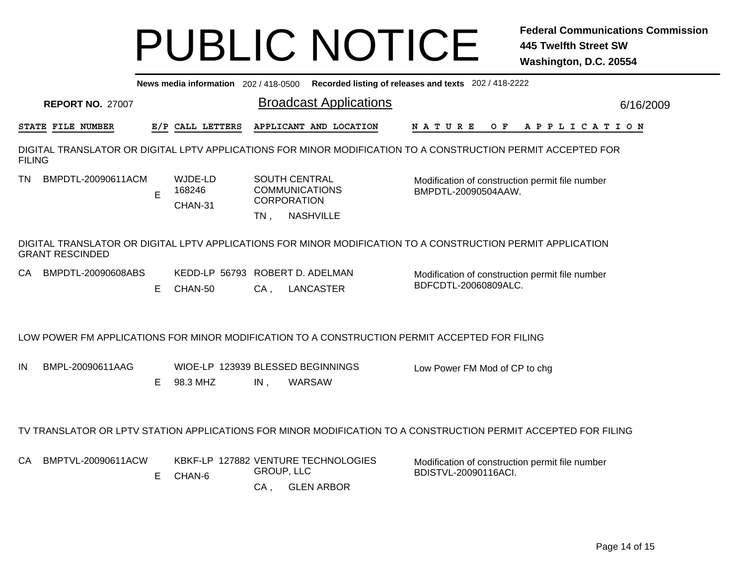# PUBLIC NOTICE

**Federal Communications Commission**
**445 Twelfth Street SW**
**Washington, D.C. 20554**

**News media information** 202 / 418-0500 **Recorded listing of releases and texts** 202 / 418-2222

**REPORT NO.** 27007

## Broadcast Applications

6/16/2009

| STATE | FILE NUMBER | E/P | CALL LETTERS | APPLICANT AND LOCATION | NATURE OF APPLICATION |
|---|---|---|---|---|---|

### DIGITAL TRANSLATOR OR DIGITAL LPTV APPLICATIONS FOR MINOR MODIFICATION TO A CONSTRUCTION PERMIT ACCEPTED FOR FILING

| STATE | FILE NUMBER | E/P | CALL LETTERS | APPLICANT AND LOCATION | NATURE OF APPLICATION |
|---|---|---|---|---|---|
| TN | BMPDTL-20090611ACM | E | WJDE-LD 168246 CHAN-31 | SOUTH CENTRAL COMMUNICATIONS CORPORATION TN , NASHVILLE | Modification of construction permit file number BMPDTL-20090504AAW. |

### DIGITAL TRANSLATOR OR DIGITAL LPTV APPLICATIONS FOR MINOR MODIFICATION TO A CONSTRUCTION PERMIT APPLICATION GRANT RESCINDED

| STATE | FILE NUMBER | E/P | CALL LETTERS | APPLICANT AND LOCATION | NATURE OF APPLICATION |
|---|---|---|---|---|---|
| CA | BMPDTL-20090608ABS | E | KEDD-LP 56793 CHAN-50 | ROBERT D. ADELMAN CA , LANCASTER | Modification of construction permit file number BDFCDTL-20060809ALC. |

### LOW POWER FM APPLICATIONS FOR MINOR MODIFICATION TO A CONSTRUCTION PERMIT ACCEPTED FOR FILING

| STATE | FILE NUMBER | E/P | CALL LETTERS | APPLICANT AND LOCATION | NATURE OF APPLICATION |
|---|---|---|---|---|---|
| IN | BMPL-20090611AAG | E | WIOE-LP 123939 98.3 MHZ | BLESSED BEGINNINGS IN , WARSAW | Low Power FM Mod of CP to chg |

### TV TRANSLATOR OR LPTV STATION APPLICATIONS FOR MINOR MODIFICATION TO A CONSTRUCTION PERMIT ACCEPTED FOR FILING

| STATE | FILE NUMBER | E/P | CALL LETTERS | APPLICANT AND LOCATION | NATURE OF APPLICATION |
|---|---|---|---|---|---|
| CA | BMPTVL-20090611ACW | E | KBKF-LP 127882 CHAN-6 | VENTURE TECHNOLOGIES GROUP, LLC CA , GLEN ARBOR | Modification of construction permit file number BDISTVL-20090116ACI. |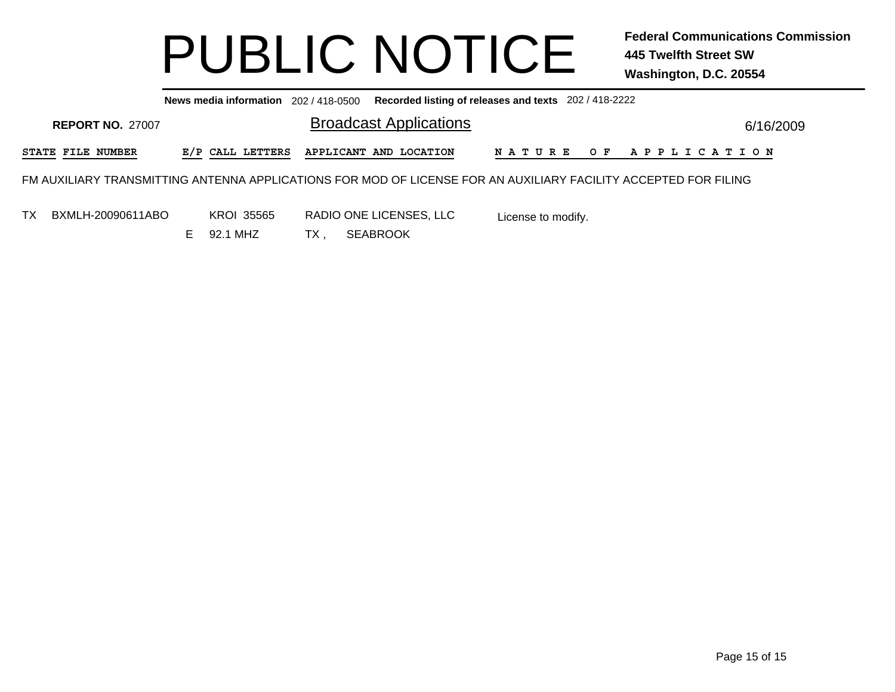# PUBLIC NOTICE

**Federal Communications Commission**
**445 Twelfth Street SW**
**Washington, D.C. 20554**

**News media information** 202 / 418-0500 **Recorded listing of releases and texts** 202 / 418-2222

**REPORT NO.** 27007

## Broadcast Applications

6/16/2009

| STATE | FILE NUMBER | E/P | CALL LETTERS | APPLICANT AND LOCATION | NATURE OF APPLICATION |
|---|---|---|---|---|---|

FM AUXILIARY TRANSMITTING ANTENNA APPLICATIONS FOR MOD OF LICENSE FOR AN AUXILIARY FACILITY ACCEPTED FOR FILING

| STATE | FILE NUMBER | E/P | CALL LETTERS | APPLICANT AND LOCATION | NATURE OF APPLICATION |
|---|---|---|---|---|---|
| TX | BXMLH-20090611ABO | E | KROI 35565<br>92.1 MHZ | RADIO ONE LICENSES, LLC<br>TX , SEABROOK | License to modify. |